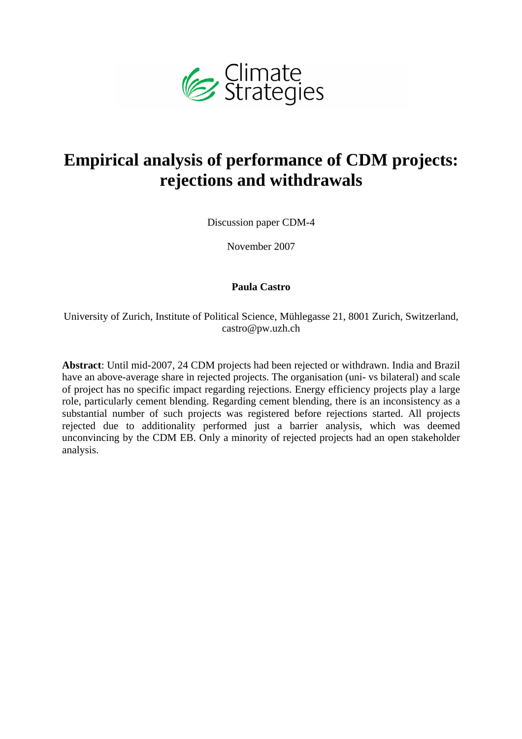Climate Strategies

# Empirical analysis of performance of CDM projects: rejections and withdrawals

Discussion paper CDM-4

November 2007

**Paula Castro**

University of Zurich, Institute of Political Science, Mühlegasse 21, 8001 Zurich, Switzerland, castro@pw.uzh.ch

**Abstract**: Until mid-2007, 24 CDM projects had been rejected or withdrawn. India and Brazil have an above-average share in rejected projects. The organisation (uni- vs bilateral) and scale of project has no specific impact regarding rejections. Energy efficiency projects play a large role, particularly cement blending. Regarding cement blending, there is an inconsistency as a substantial number of such projects was registered before rejections started. All projects rejected due to additionality performed just a barrier analysis, which was deemed unconvincing by the CDM EB. Only a minority of rejected projects had an open stakeholder analysis.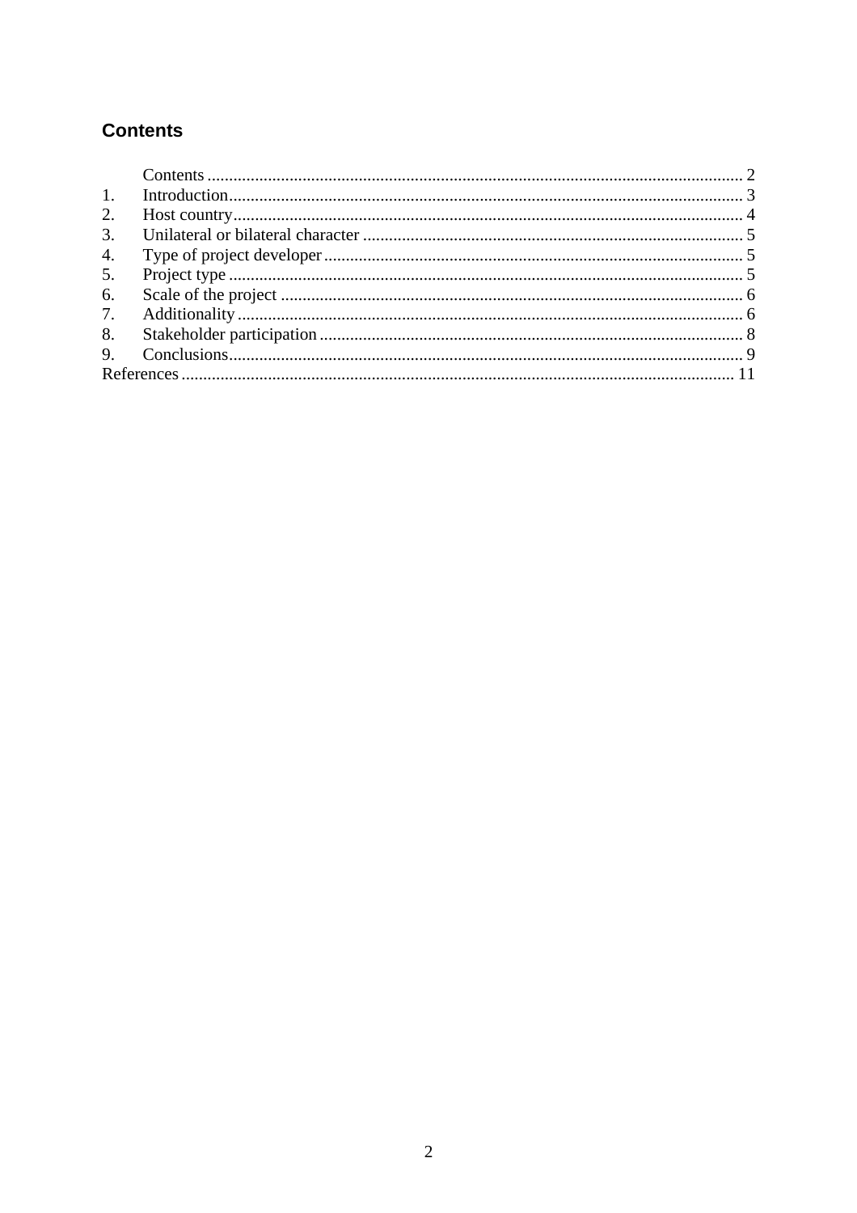## Contents

| | | |
|---|---|---|
| | Contents | 2 |
| 1. | Introduction | 3 |
| 2. | Host country | 4 |
| 3. | Unilateral or bilateral character | 5 |
| 4. | Type of project developer | 5 |
| 5. | Project type | 5 |
| 6. | Scale of the project | 6 |
| 7. | Additionality | 6 |
| 8. | Stakeholder participation | 8 |
| 9. | Conclusions | 9 |
| References | | 11 |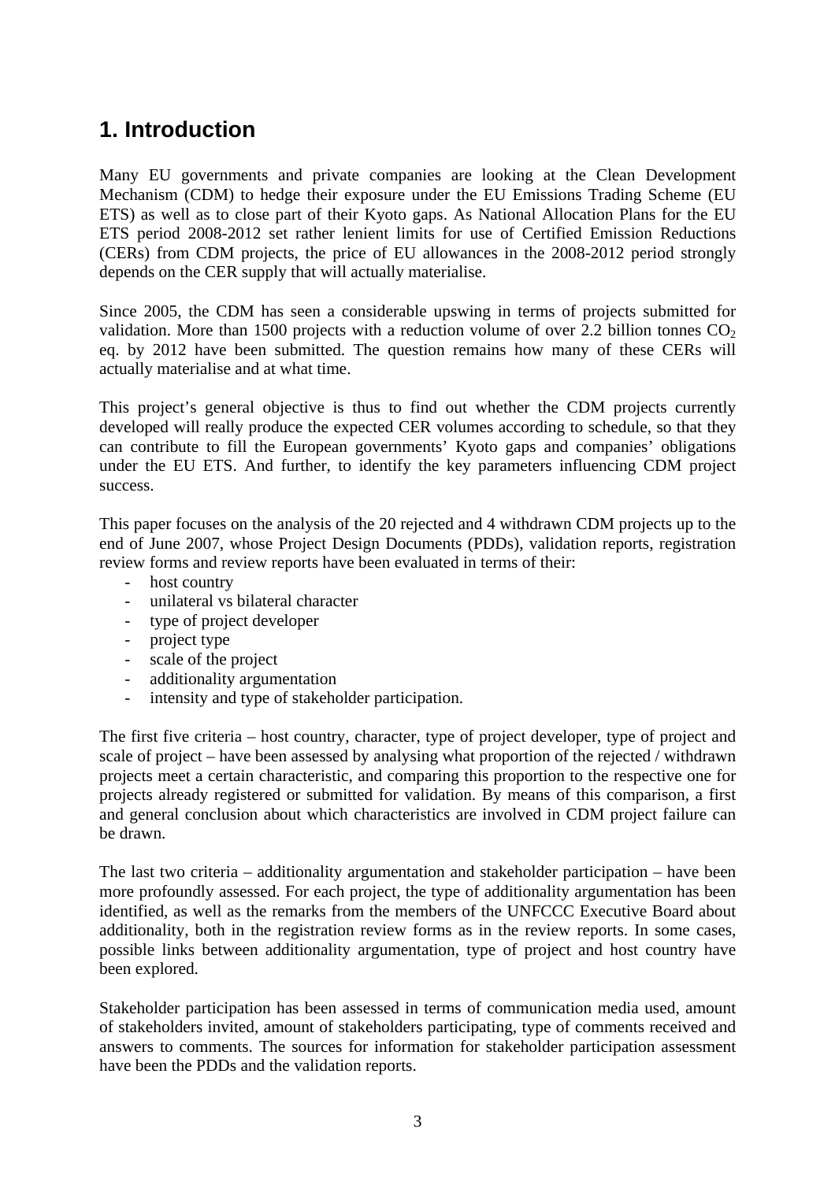# 1. Introduction

Many EU governments and private companies are looking at the Clean Development Mechanism (CDM) to hedge their exposure under the EU Emissions Trading Scheme (EU ETS) as well as to close part of their Kyoto gaps. As National Allocation Plans for the EU ETS period 2008-2012 set rather lenient limits for use of Certified Emission Reductions (CERs) from CDM projects, the price of EU allowances in the 2008-2012 period strongly depends on the CER supply that will actually materialise.

Since 2005, the CDM has seen a considerable upswing in terms of projects submitted for validation. More than 1500 projects with a reduction volume of over 2.2 billion tonnes $CO_2$ eq. by 2012 have been submitted. The question remains how many of these CERs will actually materialise and at what time.

This project's general objective is thus to find out whether the CDM projects currently developed will really produce the expected CER volumes according to schedule, so that they can contribute to fill the European governments' Kyoto gaps and companies' obligations under the EU ETS. And further, to identify the key parameters influencing CDM project success.

This paper focuses on the analysis of the 20 rejected and 4 withdrawn CDM projects up to the end of June 2007, whose Project Design Documents (PDDs), validation reports, registration review forms and review reports have been evaluated in terms of their:

- host country
- unilateral vs bilateral character
- type of project developer
- project type
- scale of the project
- additionality argumentation
- intensity and type of stakeholder participation.

The first five criteria – host country, character, type of project developer, type of project and scale of project – have been assessed by analysing what proportion of the rejected / withdrawn projects meet a certain characteristic, and comparing this proportion to the respective one for projects already registered or submitted for validation. By means of this comparison, a first and general conclusion about which characteristics are involved in CDM project failure can be drawn.

The last two criteria – additionality argumentation and stakeholder participation – have been more profoundly assessed. For each project, the type of additionality argumentation has been identified, as well as the remarks from the members of the UNFCCC Executive Board about additionality, both in the registration review forms as in the review reports. In some cases, possible links between additionality argumentation, type of project and host country have been explored.

Stakeholder participation has been assessed in terms of communication media used, amount of stakeholders invited, amount of stakeholders participating, type of comments received and answers to comments. The sources for information for stakeholder participation assessment have been the PDDs and the validation reports.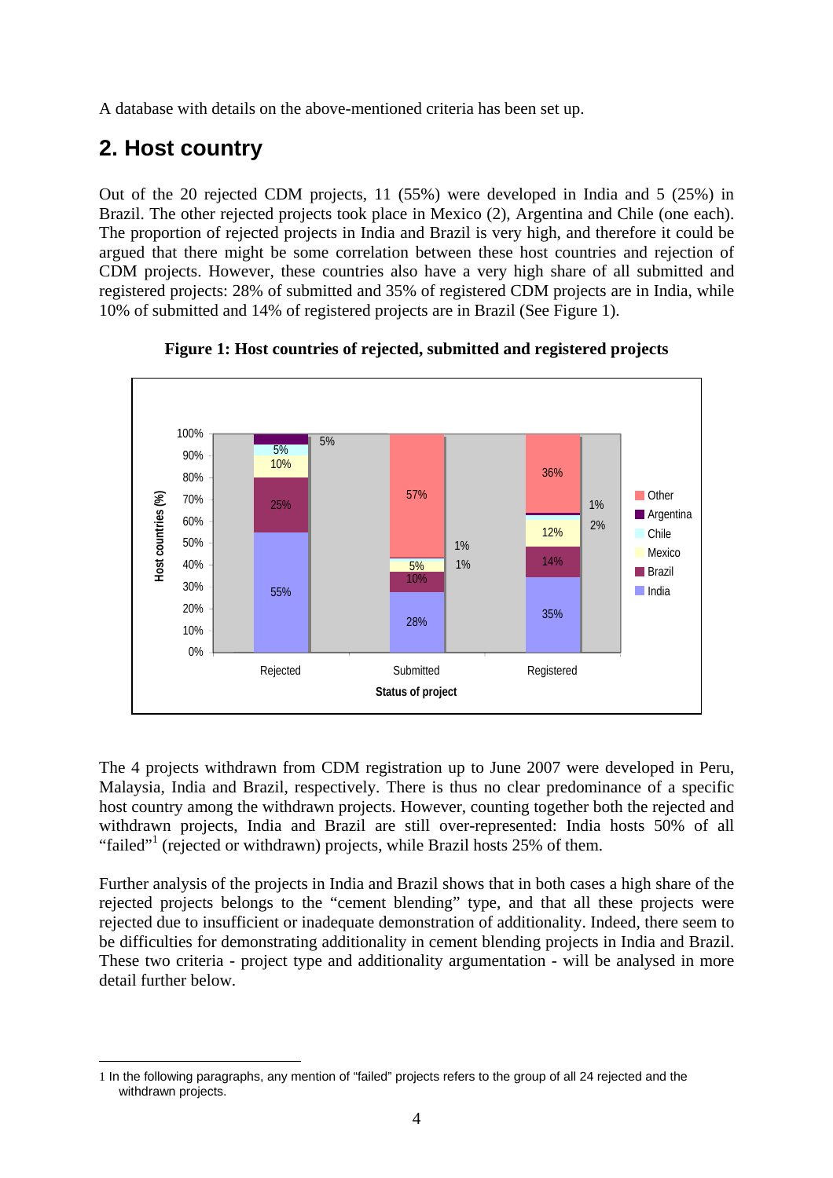A database with details on the above-mentioned criteria has been set up.

## 2. Host country

Out of the 20 rejected CDM projects, 11 (55%) were developed in India and 5 (25%) in Brazil. The other rejected projects took place in Mexico (2), Argentina and Chile (one each). The proportion of rejected projects in India and Brazil is very high, and therefore it could be argued that there might be some correlation between these host countries and rejection of CDM projects. However, these countries also have a very high share of all submitted and registered projects: 28% of submitted and 35% of registered CDM projects are in India, while 10% of submitted and 14% of registered projects are in Brazil (See Figure 1).

**Figure 1: Host countries of rejected, submitted and registered projects**

| Host country | Rejected | Submitted | Registered |
|---|---|---|---|
| India | 55% | 28% | 35% |
| Brazil | 25% | 10% | 14% |
| Mexico | 10% | 5% | 12% |
| Chile | 5% | 1% | 2% |
| Argentina | 5% | 1% | 1% |
| Other | | 57% | 36% |

The 4 projects withdrawn from CDM registration up to June 2007 were developed in Peru, Malaysia, India and Brazil, respectively. There is thus no clear predominance of a specific host country among the withdrawn projects. However, counting together both the rejected and withdrawn projects, India and Brazil are still over-represented: India hosts 50% of all "failed"[1] (rejected or withdrawn) projects, while Brazil hosts 25% of them.

Further analysis of the projects in India and Brazil shows that in both cases a high share of the rejected projects belongs to the "cement blending" type, and that all these projects were rejected due to insufficient or inadequate demonstration of additionality. Indeed, there seem to be difficulties for demonstrating additionality in cement blending projects in India and Brazil. These two criteria - project type and additionality argumentation - will be analysed in more detail further below.

---

1 In the following paragraphs, any mention of "failed" projects refers to the group of all 24 rejected and the withdrawn projects.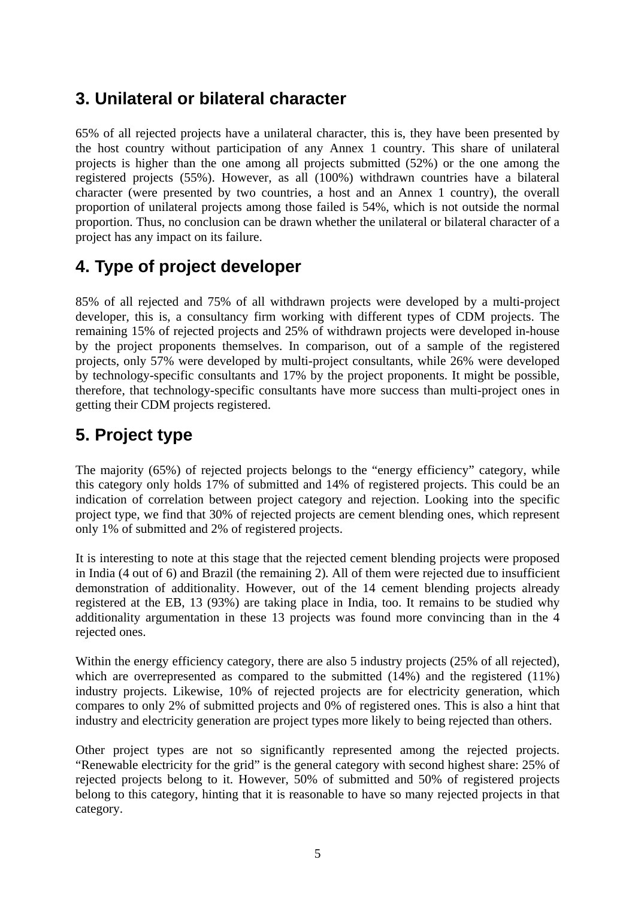## 3. Unilateral or bilateral character

65% of all rejected projects have a unilateral character, this is, they have been presented by the host country without participation of any Annex 1 country. This share of unilateral projects is higher than the one among all projects submitted (52%) or the one among the registered projects (55%). However, as all (100%) withdrawn countries have a bilateral character (were presented by two countries, a host and an Annex 1 country), the overall proportion of unilateral projects among those failed is 54%, which is not outside the normal proportion. Thus, no conclusion can be drawn whether the unilateral or bilateral character of a project has any impact on its failure.

## 4. Type of project developer

85% of all rejected and 75% of all withdrawn projects were developed by a multi-project developer, this is, a consultancy firm working with different types of CDM projects. The remaining 15% of rejected projects and 25% of withdrawn projects were developed in-house by the project proponents themselves. In comparison, out of a sample of the registered projects, only 57% were developed by multi-project consultants, while 26% were developed by technology-specific consultants and 17% by the project proponents. It might be possible, therefore, that technology-specific consultants have more success than multi-project ones in getting their CDM projects registered.

## 5. Project type

The majority (65%) of rejected projects belongs to the "energy efficiency" category, while this category only holds 17% of submitted and 14% of registered projects. This could be an indication of correlation between project category and rejection. Looking into the specific project type, we find that 30% of rejected projects are cement blending ones, which represent only 1% of submitted and 2% of registered projects.

It is interesting to note at this stage that the rejected cement blending projects were proposed in India (4 out of 6) and Brazil (the remaining 2). All of them were rejected due to insufficient demonstration of additionality. However, out of the 14 cement blending projects already registered at the EB, 13 (93%) are taking place in India, too. It remains to be studied why additionality argumentation in these 13 projects was found more convincing than in the 4 rejected ones.

Within the energy efficiency category, there are also 5 industry projects (25% of all rejected), which are overrepresented as compared to the submitted (14%) and the registered (11%) industry projects. Likewise, 10% of rejected projects are for electricity generation, which compares to only 2% of submitted projects and 0% of registered ones. This is also a hint that industry and electricity generation are project types more likely to being rejected than others.

Other project types are not so significantly represented among the rejected projects. "Renewable electricity for the grid" is the general category with second highest share: 25% of rejected projects belong to it. However, 50% of submitted and 50% of registered projects belong to this category, hinting that it is reasonable to have so many rejected projects in that category.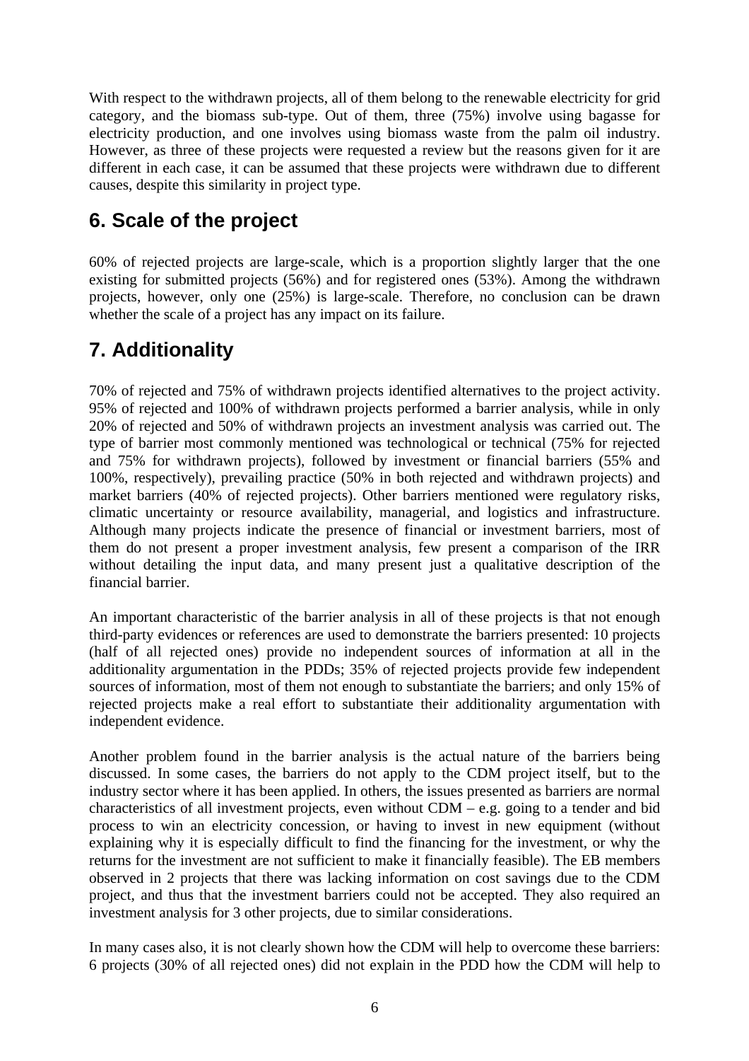With respect to the withdrawn projects, all of them belong to the renewable electricity for grid category, and the biomass sub-type. Out of them, three (75%) involve using bagasse for electricity production, and one involves using biomass waste from the palm oil industry. However, as three of these projects were requested a review but the reasons given for it are different in each case, it can be assumed that these projects were withdrawn due to different causes, despite this similarity in project type.

## 6. Scale of the project

60% of rejected projects are large-scale, which is a proportion slightly larger that the one existing for submitted projects (56%) and for registered ones (53%). Among the withdrawn projects, however, only one (25%) is large-scale. Therefore, no conclusion can be drawn whether the scale of a project has any impact on its failure.

## 7. Additionality

70% of rejected and 75% of withdrawn projects identified alternatives to the project activity. 95% of rejected and 100% of withdrawn projects performed a barrier analysis, while in only 20% of rejected and 50% of withdrawn projects an investment analysis was carried out. The type of barrier most commonly mentioned was technological or technical (75% for rejected and 75% for withdrawn projects), followed by investment or financial barriers (55% and 100%, respectively), prevailing practice (50% in both rejected and withdrawn projects) and market barriers (40% of rejected projects). Other barriers mentioned were regulatory risks, climatic uncertainty or resource availability, managerial, and logistics and infrastructure. Although many projects indicate the presence of financial or investment barriers, most of them do not present a proper investment analysis, few present a comparison of the IRR without detailing the input data, and many present just a qualitative description of the financial barrier.

An important characteristic of the barrier analysis in all of these projects is that not enough third-party evidences or references are used to demonstrate the barriers presented: 10 projects (half of all rejected ones) provide no independent sources of information at all in the additionality argumentation in the PDDs; 35% of rejected projects provide few independent sources of information, most of them not enough to substantiate the barriers; and only 15% of rejected projects make a real effort to substantiate their additionality argumentation with independent evidence.

Another problem found in the barrier analysis is the actual nature of the barriers being discussed. In some cases, the barriers do not apply to the CDM project itself, but to the industry sector where it has been applied. In others, the issues presented as barriers are normal characteristics of all investment projects, even without CDM – e.g. going to a tender and bid process to win an electricity concession, or having to invest in new equipment (without explaining why it is especially difficult to find the financing for the investment, or why the returns for the investment are not sufficient to make it financially feasible). The EB members observed in 2 projects that there was lacking information on cost savings due to the CDM project, and thus that the investment barriers could not be accepted. They also required an investment analysis for 3 other projects, due to similar considerations.

In many cases also, it is not clearly shown how the CDM will help to overcome these barriers: 6 projects (30% of all rejected ones) did not explain in the PDD how the CDM will help to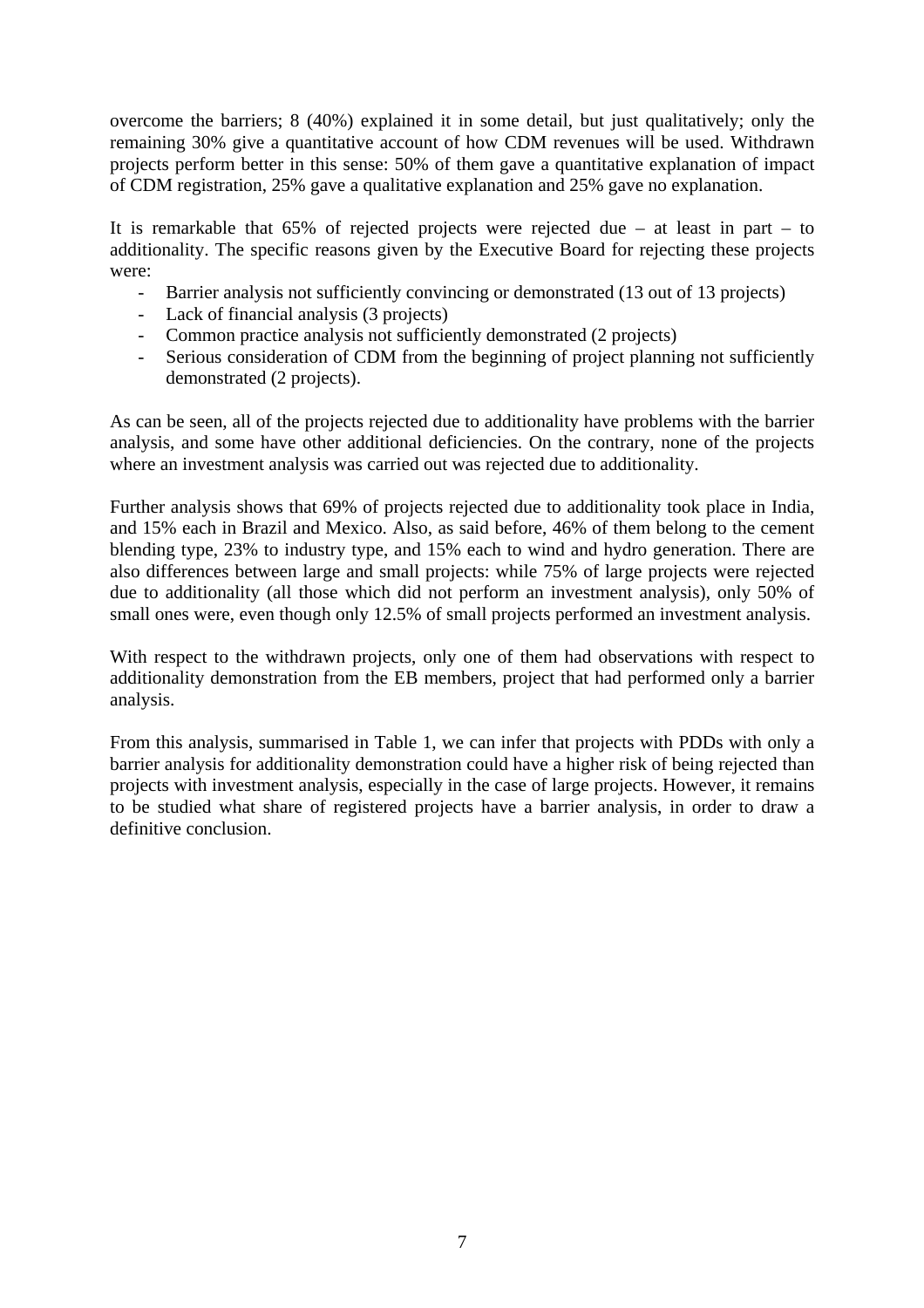overcome the barriers; 8 (40%) explained it in some detail, but just qualitatively; only the remaining 30% give a quantitative account of how CDM revenues will be used. Withdrawn projects perform better in this sense: 50% of them gave a quantitative explanation of impact of CDM registration, 25% gave a qualitative explanation and 25% gave no explanation.

It is remarkable that 65% of rejected projects were rejected due – at least in part – to additionality. The specific reasons given by the Executive Board for rejecting these projects were:

- Barrier analysis not sufficiently convincing or demonstrated (13 out of 13 projects)
- Lack of financial analysis (3 projects)
- Common practice analysis not sufficiently demonstrated (2 projects)
- Serious consideration of CDM from the beginning of project planning not sufficiently demonstrated (2 projects).

As can be seen, all of the projects rejected due to additionality have problems with the barrier analysis, and some have other additional deficiencies. On the contrary, none of the projects where an investment analysis was carried out was rejected due to additionality.

Further analysis shows that 69% of projects rejected due to additionality took place in India, and 15% each in Brazil and Mexico. Also, as said before, 46% of them belong to the cement blending type, 23% to industry type, and 15% each to wind and hydro generation. There are also differences between large and small projects: while 75% of large projects were rejected due to additionality (all those which did not perform an investment analysis), only 50% of small ones were, even though only 12.5% of small projects performed an investment analysis.

With respect to the withdrawn projects, only one of them had observations with respect to additionality demonstration from the EB members, project that had performed only a barrier analysis.

From this analysis, summarised in Table 1, we can infer that projects with PDDs with only a barrier analysis for additionality demonstration could have a higher risk of being rejected than projects with investment analysis, especially in the case of large projects. However, it remains to be studied what share of registered projects have a barrier analysis, in order to draw a definitive conclusion.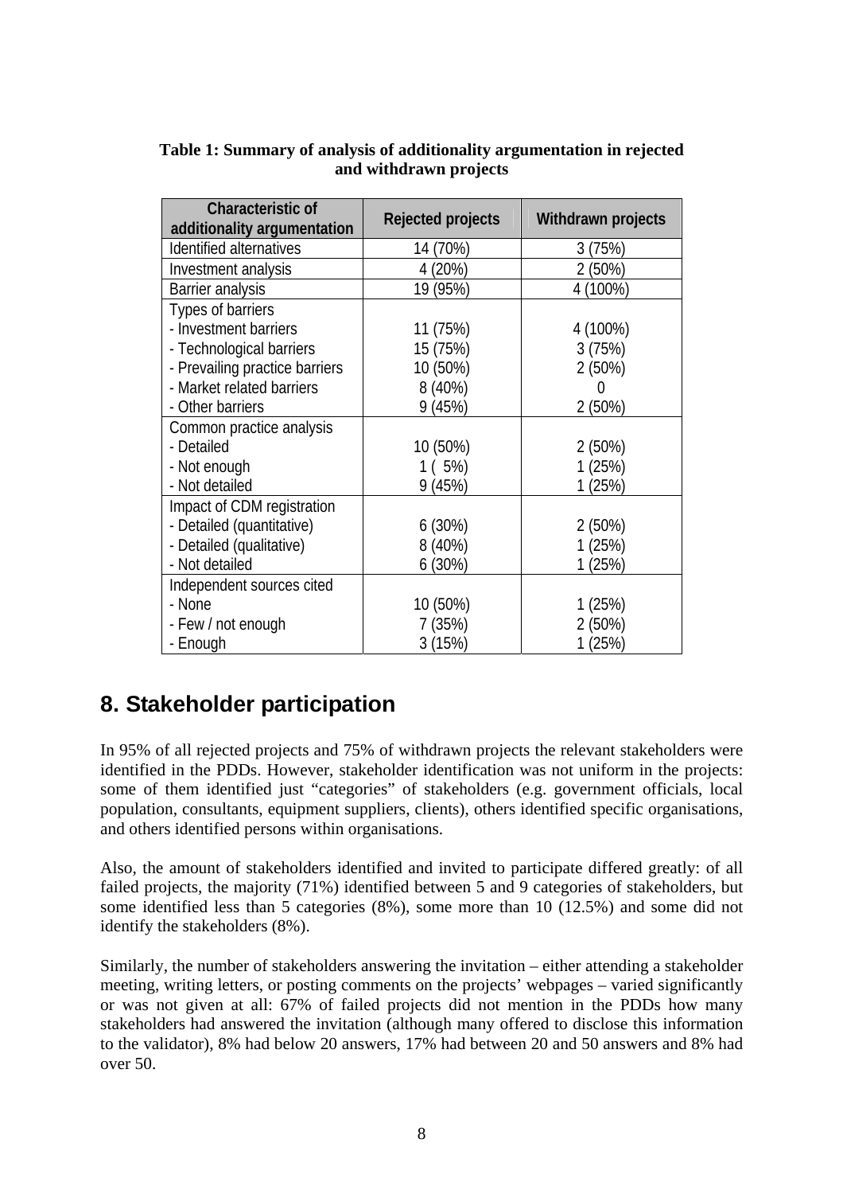**Table 1: Summary of analysis of additionality argumentation in rejected and withdrawn projects**

| Characteristic of additionality argumentation | Rejected projects | Withdrawn projects |
|---|---|---|
| Identified alternatives | 14 (70%) | 3 (75%) |
| Investment analysis | 4 (20%) | 2 (50%) |
| Barrier analysis | 19 (95%) | 4 (100%) |
| Types of barriers | | |
| - Investment barriers | 11 (75%) | 4 (100%) |
| - Technological barriers | 15 (75%) | 3 (75%) |
| - Prevailing practice barriers | 10 (50%) | 2 (50%) |
| - Market related barriers | 8 (40%) | 0 |
| - Other barriers | 9 (45%) | 2 (50%) |
| Common practice analysis | | |
| - Detailed | 10 (50%) | 2 (50%) |
| - Not enough | 1 ( 5%) | 1 (25%) |
| - Not detailed | 9 (45%) | 1 (25%) |
| Impact of CDM registration | | |
| - Detailed (quantitative) | 6 (30%) | 2 (50%) |
| - Detailed (qualitative) | 8 (40%) | 1 (25%) |
| - Not detailed | 6 (30%) | 1 (25%) |
| Independent sources cited | | |
| - None | 10 (50%) | 1 (25%) |
| - Few / not enough | 7 (35%) | 2 (50%) |
| - Enough | 3 (15%) | 1 (25%) |

## 8. Stakeholder participation

In 95% of all rejected projects and 75% of withdrawn projects the relevant stakeholders were identified in the PDDs. However, stakeholder identification was not uniform in the projects: some of them identified just "categories" of stakeholders (e.g. government officials, local population, consultants, equipment suppliers, clients), others identified specific organisations, and others identified persons within organisations.

Also, the amount of stakeholders identified and invited to participate differed greatly: of all failed projects, the majority (71%) identified between 5 and 9 categories of stakeholders, but some identified less than 5 categories (8%), some more than 10 (12.5%) and some did not identify the stakeholders (8%).

Similarly, the number of stakeholders answering the invitation – either attending a stakeholder meeting, writing letters, or posting comments on the projects' webpages – varied significantly or was not given at all: 67% of failed projects did not mention in the PDDs how many stakeholders had answered the invitation (although many offered to disclose this information to the validator), 8% had below 20 answers, 17% had between 20 and 50 answers and 8% had over 50.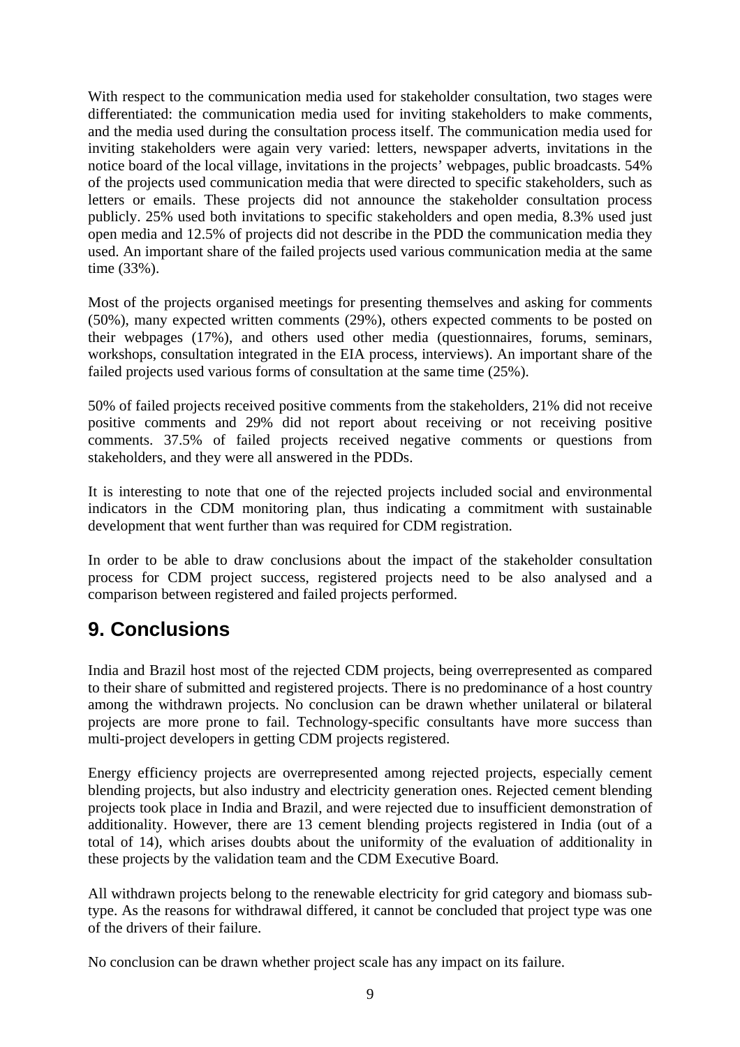With respect to the communication media used for stakeholder consultation, two stages were differentiated: the communication media used for inviting stakeholders to make comments, and the media used during the consultation process itself. The communication media used for inviting stakeholders were again very varied: letters, newspaper adverts, invitations in the notice board of the local village, invitations in the projects' webpages, public broadcasts. 54% of the projects used communication media that were directed to specific stakeholders, such as letters or emails. These projects did not announce the stakeholder consultation process publicly. 25% used both invitations to specific stakeholders and open media, 8.3% used just open media and 12.5% of projects did not describe in the PDD the communication media they used. An important share of the failed projects used various communication media at the same time (33%).

Most of the projects organised meetings for presenting themselves and asking for comments (50%), many expected written comments (29%), others expected comments to be posted on their webpages (17%), and others used other media (questionnaires, forums, seminars, workshops, consultation integrated in the EIA process, interviews). An important share of the failed projects used various forms of consultation at the same time (25%).

50% of failed projects received positive comments from the stakeholders, 21% did not receive positive comments and 29% did not report about receiving or not receiving positive comments. 37.5% of failed projects received negative comments or questions from stakeholders, and they were all answered in the PDDs.

It is interesting to note that one of the rejected projects included social and environmental indicators in the CDM monitoring plan, thus indicating a commitment with sustainable development that went further than was required for CDM registration.

In order to be able to draw conclusions about the impact of the stakeholder consultation process for CDM project success, registered projects need to be also analysed and a comparison between registered and failed projects performed.

## 9. Conclusions

India and Brazil host most of the rejected CDM projects, being overrepresented as compared to their share of submitted and registered projects. There is no predominance of a host country among the withdrawn projects. No conclusion can be drawn whether unilateral or bilateral projects are more prone to fail. Technology-specific consultants have more success than multi-project developers in getting CDM projects registered.

Energy efficiency projects are overrepresented among rejected projects, especially cement blending projects, but also industry and electricity generation ones. Rejected cement blending projects took place in India and Brazil, and were rejected due to insufficient demonstration of additionality. However, there are 13 cement blending projects registered in India (out of a total of 14), which arises doubts about the uniformity of the evaluation of additionality in these projects by the validation team and the CDM Executive Board.

All withdrawn projects belong to the renewable electricity for grid category and biomass sub-type. As the reasons for withdrawal differed, it cannot be concluded that project type was one of the drivers of their failure.

No conclusion can be drawn whether project scale has any impact on its failure.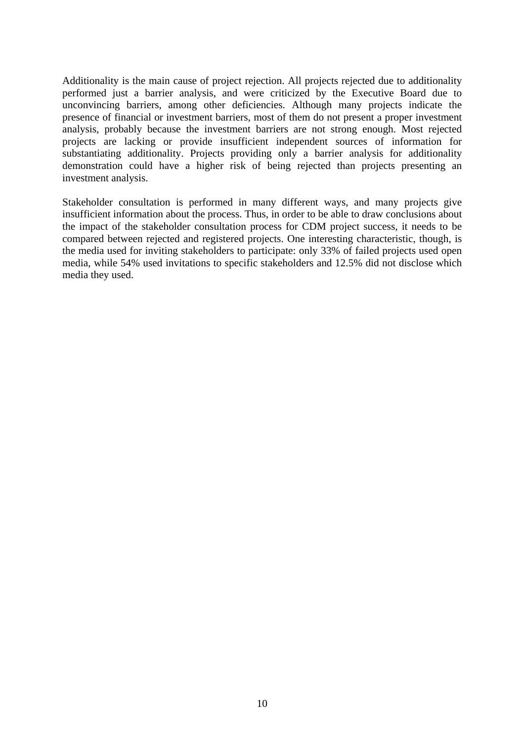Additionality is the main cause of project rejection. All projects rejected due to additionality performed just a barrier analysis, and were criticized by the Executive Board due to unconvincing barriers, among other deficiencies. Although many projects indicate the presence of financial or investment barriers, most of them do not present a proper investment analysis, probably because the investment barriers are not strong enough. Most rejected projects are lacking or provide insufficient independent sources of information for substantiating additionality. Projects providing only a barrier analysis for additionality demonstration could have a higher risk of being rejected than projects presenting an investment analysis.

Stakeholder consultation is performed in many different ways, and many projects give insufficient information about the process. Thus, in order to be able to draw conclusions about the impact of the stakeholder consultation process for CDM project success, it needs to be compared between rejected and registered projects. One interesting characteristic, though, is the media used for inviting stakeholders to participate: only 33% of failed projects used open media, while 54% used invitations to specific stakeholders and 12.5% did not disclose which media they used.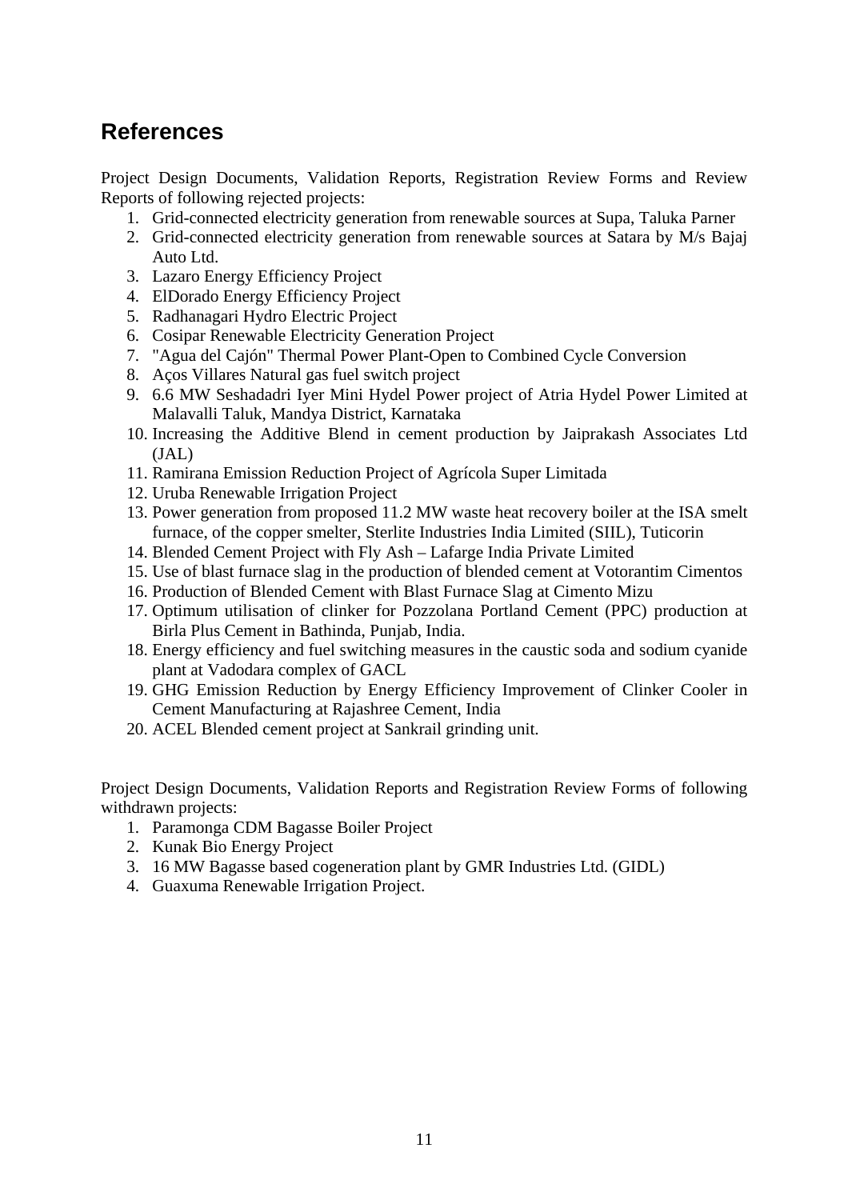## References

Project Design Documents, Validation Reports, Registration Review Forms and Review Reports of following rejected projects:

1. Grid-connected electricity generation from renewable sources at Supa, Taluka Parner
2. Grid-connected electricity generation from renewable sources at Satara by M/s Bajaj Auto Ltd.
3. Lazaro Energy Efficiency Project
4. ElDorado Energy Efficiency Project
5. Radhanagari Hydro Electric Project
6. Cosipar Renewable Electricity Generation Project
7. "Agua del Cajón" Thermal Power Plant-Open to Combined Cycle Conversion
8. Aços Villares Natural gas fuel switch project
9. 6.6 MW Seshadadri Iyer Mini Hydel Power project of Atria Hydel Power Limited at Malavalli Taluk, Mandya District, Karnataka
10. Increasing the Additive Blend in cement production by Jaiprakash Associates Ltd (JAL)
11. Ramirana Emission Reduction Project of Agrícola Super Limitada
12. Uruba Renewable Irrigation Project
13. Power generation from proposed 11.2 MW waste heat recovery boiler at the ISA smelt furnace, of the copper smelter, Sterlite Industries India Limited (SIIL), Tuticorin
14. Blended Cement Project with Fly Ash – Lafarge India Private Limited
15. Use of blast furnace slag in the production of blended cement at Votorantim Cimentos
16. Production of Blended Cement with Blast Furnace Slag at Cimento Mizu
17. Optimum utilisation of clinker for Pozzolana Portland Cement (PPC) production at Birla Plus Cement in Bathinda, Punjab, India.
18. Energy efficiency and fuel switching measures in the caustic soda and sodium cyanide plant at Vadodara complex of GACL
19. GHG Emission Reduction by Energy Efficiency Improvement of Clinker Cooler in Cement Manufacturing at Rajashree Cement, India
20. ACEL Blended cement project at Sankrail grinding unit.

Project Design Documents, Validation Reports and Registration Review Forms of following withdrawn projects:

1. Paramonga CDM Bagasse Boiler Project
2. Kunak Bio Energy Project
3. 16 MW Bagasse based cogeneration plant by GMR Industries Ltd. (GIDL)
4. Guaxuma Renewable Irrigation Project.